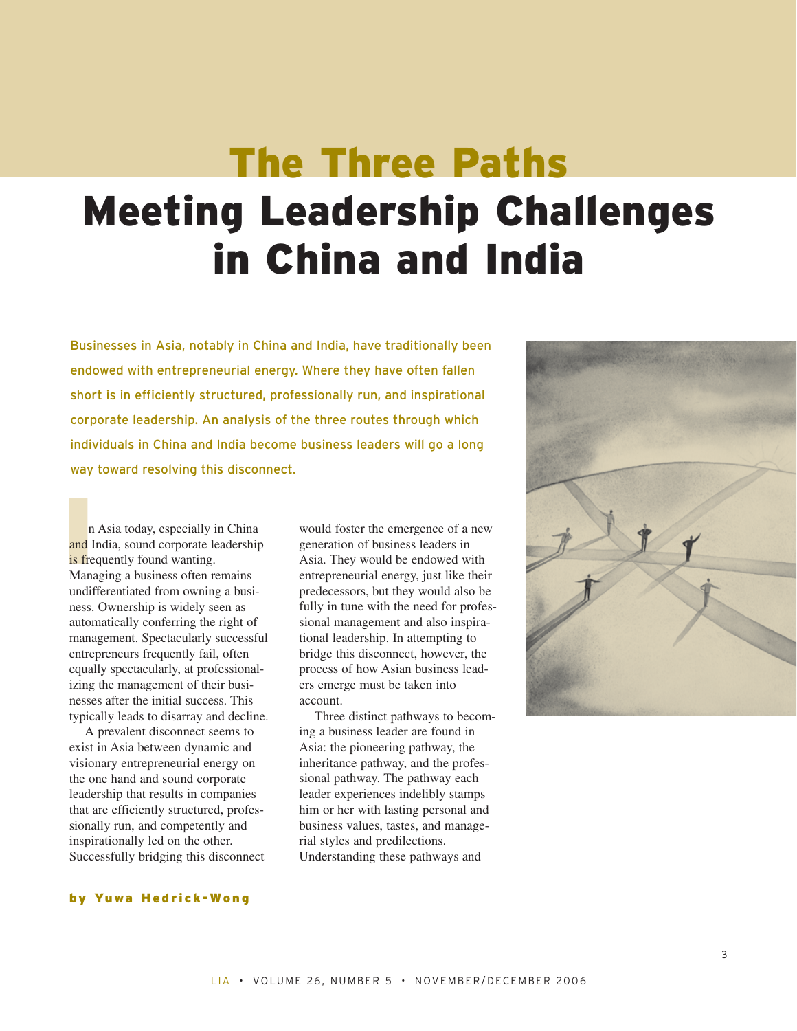# The Three Paths

# Meeting Leadership Challenges in China and India

Businesses in Asia, notably in China and India, have traditionally been endowed with entrepreneurial energy. Where they have often fallen short is in efficiently structured, professionally run, and inspirational corporate leadership. An analysis of the three routes through which individuals in China and India become business leaders will go a long way toward resolving this disconnect.

**by Yuwa Hedrick-Wong**

In Asia today, especially in China and India, sound corporate leadership is frequently found wanting. Managing a business often remains undifferentiated from owning a business. Ownership is widely seen as automatically conferring the right of management. Spectacularly successful entrepreneurs frequently fail, often equally spectacularly, at professionalizing the management of their businesses after the initial success. This typically leads to disarray and decline.

A prevalent disconnect seems to exist in Asia between dynamic and visionary entrepreneurial energy on the one hand and sound corporate leadership that results in companies that are efficiently structured, professionally run, and competently and inspirationally led on the other. Successfully bridging this disconnect would foster the emergence of a new generation of business leaders in Asia. They would be endowed with entrepreneurial energy, just like their predecessors, but they would also be fully in tune with the need for professional management and also inspirational leadership. In attempting to bridge this disconnect, however, the process of how Asian business leaders emerge must be taken into account.

Three distinct pathways to becoming a business leader are found in Asia: the pioneering pathway, the inheritance pathway, and the professional pathway. The pathway each leader experiences indelibly stamps him or her with lasting personal and business values, tastes, and managerial styles and predilections. Understanding these pathways and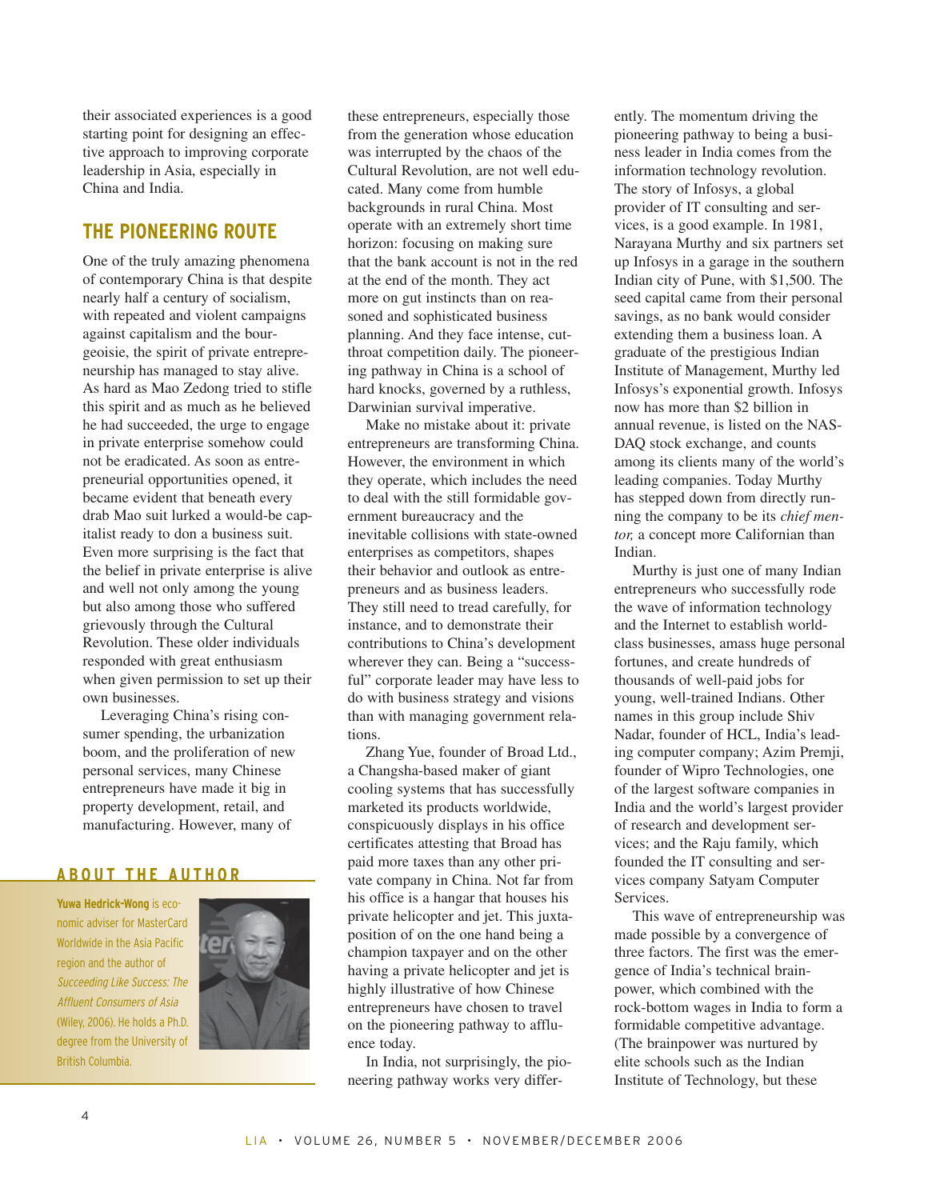their associated experiences is a good starting point for designing an effective approach to improving corporate leadership in Asia, especially in China and India.

## THE PIONEERING ROUTE

One of the truly amazing phenomena of contemporary China is that despite nearly half a century of socialism, with repeated and violent campaigns against capitalism and the bourgeoisie, the spirit of private entrepreneurship has managed to stay alive. As hard as Mao Zedong tried to stifle this spirit and as much as he believed he had succeeded, the urge to engage in private enterprise somehow could not be eradicated. As soon as entrepreneurial opportunities opened, it became evident that beneath every drab Mao suit lurked a would-be capitalist ready to don a business suit. Even more surprising is the fact that the belief in private enterprise is alive and well not only among the young but also among those who suffered grievously through the Cultural Revolution. These older individuals responded with great enthusiasm when given permission to set up their own businesses.

Leveraging China's rising consumer spending, the urbanization boom, and the proliferation of new personal services, many Chinese entrepreneurs have made it big in property development, retail, and manufacturing. However, many of these entrepreneurs, especially those from the generation whose education was interrupted by the chaos of the Cultural Revolution, are not well educated. Many come from humble backgrounds in rural China. Most operate with an extremely short time horizon: focusing on making sure that the bank account is not in the red at the end of the month. They act more on gut instincts than on reasoned and sophisticated business planning. And they face intense, cutthroat competition daily. The pioneering pathway in China is a school of hard knocks, governed by a ruthless, Darwinian survival imperative.

Make no mistake about it: private entrepreneurs are transforming China. However, the environment in which they operate, which includes the need to deal with the still formidable government bureaucracy and the inevitable collisions with state-owned enterprises as competitors, shapes their behavior and outlook as entrepreneurs and as business leaders. They still need to tread carefully, for instance, and to demonstrate their contributions to China's development wherever they can. Being a "successful" corporate leader may have less to do with business strategy and visions than with managing government relations.

Zhang Yue, founder of Broad Ltd., a Changsha-based maker of giant cooling systems that has successfully marketed its products worldwide, conspicuously displays in his office certificates attesting that Broad has paid more taxes than any other private company in China. Not far from his office is a hangar that houses his private helicopter and jet. This juxtaposition of on the one hand being a champion taxpayer and on the other having a private helicopter and jet is highly illustrative of how Chinese entrepreneurs have chosen to travel on the pioneering pathway to affluence today.

In India, not surprisingly, the pioneering pathway works very differently. The momentum driving the pioneering pathway to being a business leader in India comes from the information technology revolution. The story of Infosys, a global provider of IT consulting and services, is a good example. In 1981, Narayana Murthy and six partners set up Infosys in a garage in the southern Indian city of Pune, with $1,500. The seed capital came from their personal savings, as no bank would consider extending them a business loan. A graduate of the prestigious Indian Institute of Management, Murthy led Infosys's exponential growth. Infosys now has more than $2 billion in annual revenue, is listed on the NASDAQ stock exchange, and counts among its clients many of the world's leading companies. Today Murthy has stepped down from directly running the company to be its *chief mentor,* a concept more Californian than Indian.

Murthy is just one of many Indian entrepreneurs who successfully rode the wave of information technology and the Internet to establish world-class businesses, amass huge personal fortunes, and create hundreds of thousands of well-paid jobs for young, well-trained Indians. Other names in this group include Shiv Nadar, founder of HCL, India's leading computer company; Azim Premji, founder of Wipro Technologies, one of the largest software companies in India and the world's largest provider of research and development services; and the Raju family, which founded the IT consulting and services company Satyam Computer Services.

This wave of entrepreneurship was made possible by a convergence of three factors. The first was the emergence of India's technical brainpower, which combined with the rock-bottom wages in India to form a formidable competitive advantage. (The brainpower was nurtured by elite schools such as the Indian Institute of Technology, but these

### ABOUT THE AUTHOR

**Yuwa Hedrick-Wong** is economic adviser for MasterCard Worldwide in the Asia Pacific region and the author of *Succeeding Like Success: The Affluent Consumers of Asia* (Wiley, 2006). He holds a Ph.D. degree from the University of British Columbia.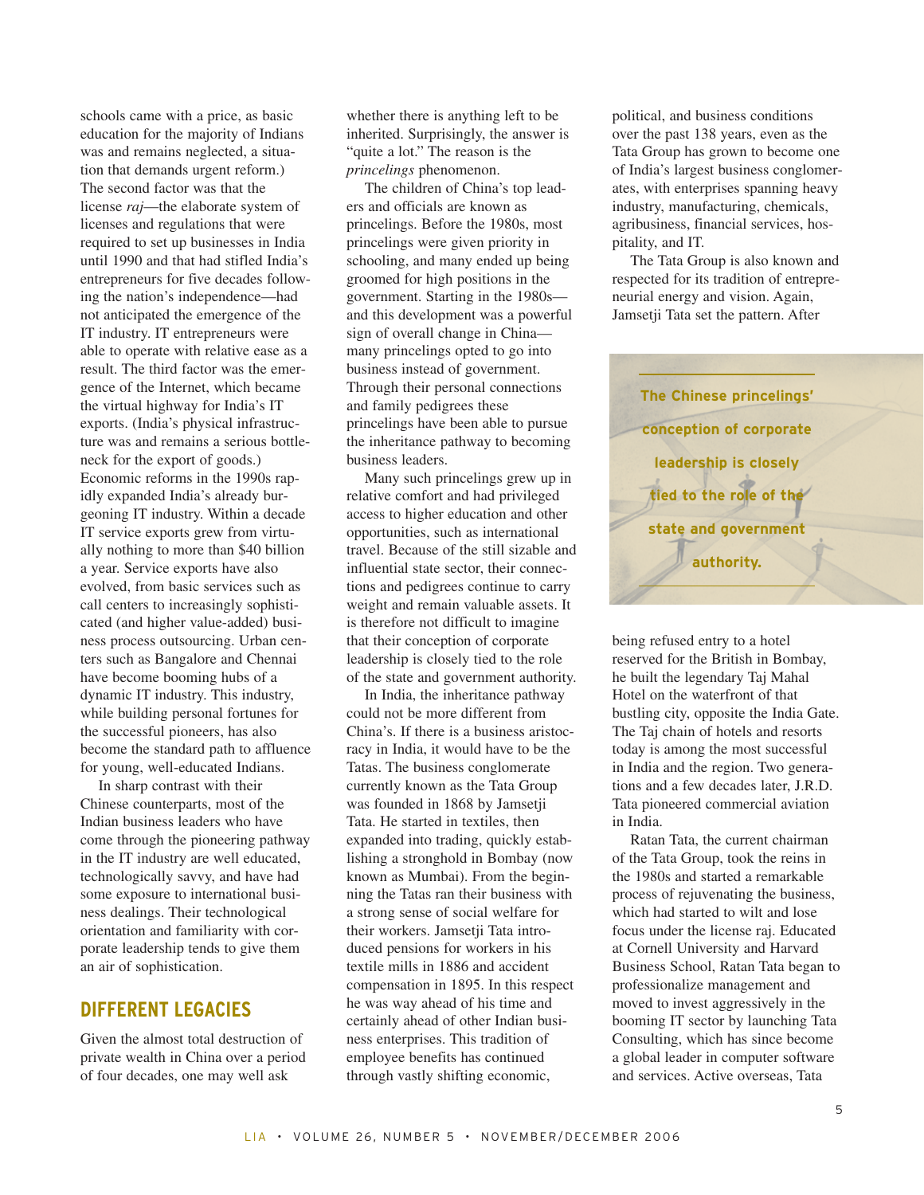schools came with a price, as basic education for the majority of Indians was and remains neglected, a situation that demands urgent reform.) The second factor was that the license *raj*—the elaborate system of licenses and regulations that were required to set up businesses in India until 1990 and that had stifled India's entrepreneurs for five decades following the nation's independence—had not anticipated the emergence of the IT industry. IT entrepreneurs were able to operate with relative ease as a result. The third factor was the emergence of the Internet, which became the virtual highway for India's IT exports. (India's physical infrastructure was and remains a serious bottleneck for the export of goods.) Economic reforms in the 1990s rapidly expanded India's already burgeoning IT industry. Within a decade IT service exports grew from virtually nothing to more than $40 billion a year. Service exports have also evolved, from basic services such as call centers to increasingly sophisticated (and higher value-added) business process outsourcing. Urban centers such as Bangalore and Chennai have become booming hubs of a dynamic IT industry. This industry, while building personal fortunes for the successful pioneers, has also become the standard path to affluence for young, well-educated Indians.

In sharp contrast with their Chinese counterparts, most of the Indian business leaders who have come through the pioneering pathway in the IT industry are well educated, technologically savvy, and have had some exposure to international business dealings. Their technological orientation and familiarity with corporate leadership tends to give them an air of sophistication.

## DIFFERENT LEGACIES

Given the almost total destruction of private wealth in China over a period of four decades, one may well ask whether there is anything left to be inherited. Surprisingly, the answer is "quite a lot." The reason is the *princelings* phenomenon.

The children of China's top leaders and officials are known as princelings. Before the 1980s, most princelings were given priority in schooling, and many ended up being groomed for high positions in the government. Starting in the 1980s—and this development was a powerful sign of overall change in China—many princelings opted to go into business instead of government. Through their personal connections and family pedigrees these princelings have been able to pursue the inheritance pathway to becoming business leaders.

Many such princelings grew up in relative comfort and had privileged access to higher education and other opportunities, such as international travel. Because of the still sizable and influential state sector, their connections and pedigrees continue to carry weight and remain valuable assets. It is therefore not difficult to imagine that their conception of corporate leadership is closely tied to the role of the state and government authority.

In India, the inheritance pathway could not be more different from China's. If there is a business aristocracy in India, it would have to be the Tatas. The business conglomerate currently known as the Tata Group was founded in 1868 by Jamsetji Tata. He started in textiles, then expanded into trading, quickly establishing a stronghold in Bombay (now known as Mumbai). From the beginning the Tatas ran their business with a strong sense of social welfare for their workers. Jamsetji Tata introduced pensions for workers in his textile mills in 1886 and accident compensation in 1895. In this respect he was way ahead of his time and certainly ahead of other Indian business enterprises. This tradition of employee benefits has continued through vastly shifting economic, political, and business conditions over the past 138 years, even as the Tata Group has grown to become one of India's largest business conglomerates, with enterprises spanning heavy industry, manufacturing, chemicals, agribusiness, financial services, hospitality, and IT.

The Tata Group is also known and respected for its tradition of entrepreneurial energy and vision. Again, Jamsetji Tata set the pattern. After being refused entry to a hotel reserved for the British in Bombay, he built the legendary Taj Mahal Hotel on the waterfront of that bustling city, opposite the India Gate. The Taj chain of hotels and resorts today is among the most successful in India and the region. Two generations and a few decades later, J.R.D. Tata pioneered commercial aviation in India.

**The Chinese princelings' conception of corporate leadership is closely tied to the role of the state and government authority.**

Ratan Tata, the current chairman of the Tata Group, took the reins in the 1980s and started a remarkable process of rejuvenating the business, which had started to wilt and lose focus under the license raj. Educated at Cornell University and Harvard Business School, Ratan Tata began to professionalize management and moved to invest aggressively in the booming IT sector by launching Tata Consulting, which has since become a global leader in computer software and services. Active overseas, Tata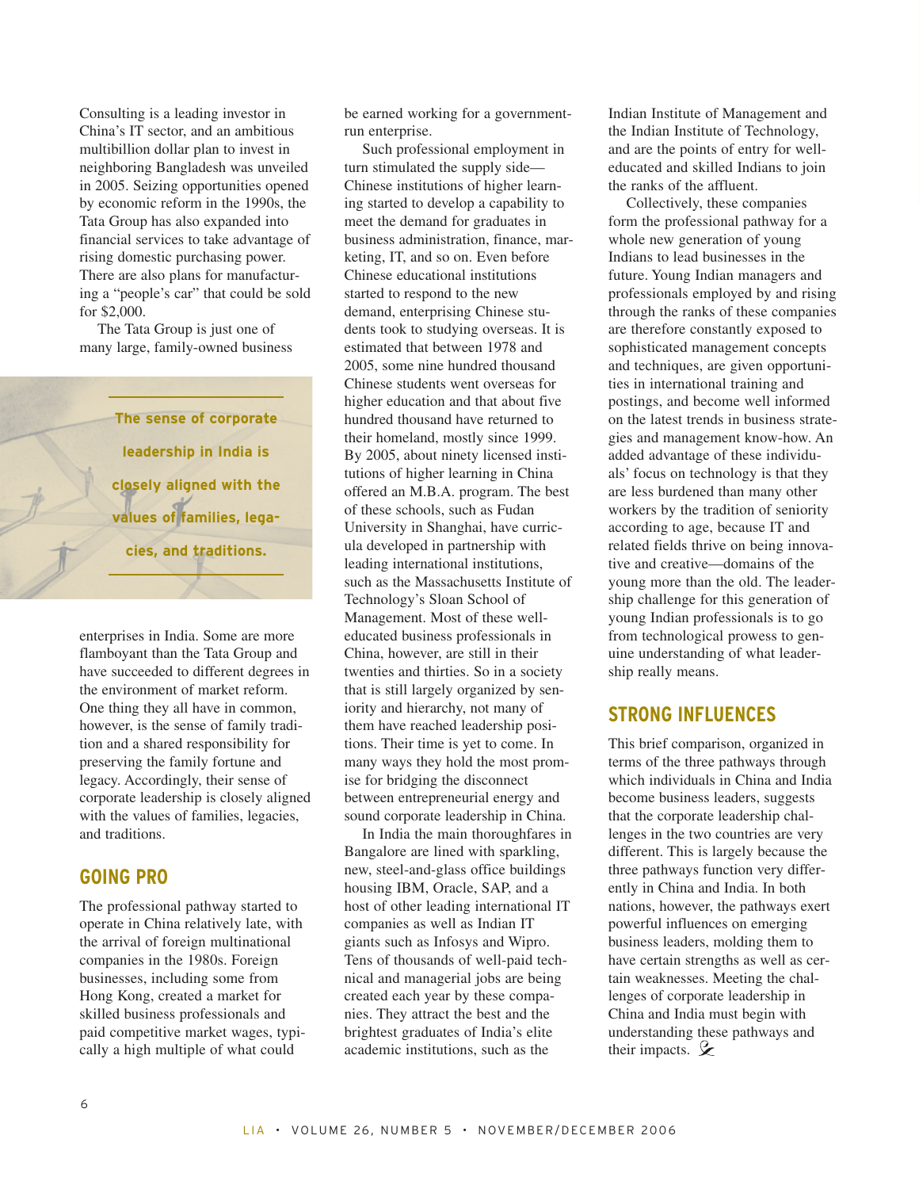Consulting is a leading investor in China's IT sector, and an ambitious multibillion dollar plan to invest in neighboring Bangladesh was unveiled in 2005. Seizing opportunities opened by economic reform in the 1990s, the Tata Group has also expanded into financial services to take advantage of rising domestic purchasing power. There are also plans for manufacturing a "people's car" that could be sold for $2,000.

The Tata Group is just one of many large, family-owned business enterprises in India. Some are more flamboyant than the Tata Group and have succeeded to different degrees in the environment of market reform. One thing they all have in common, however, is the sense of family tradition and a shared responsibility for preserving the family fortune and legacy. Accordingly, their sense of corporate leadership is closely aligned with the values of families, legacies, and traditions.

> **The sense of corporate leadership in India is closely aligned with the values of families, legacies, and traditions.**

## GOING PRO

The professional pathway started to operate in China relatively late, with the arrival of foreign multinational companies in the 1980s. Foreign businesses, including some from Hong Kong, created a market for skilled business professionals and paid competitive market wages, typically a high multiple of what could be earned working for a government-run enterprise.

Such professional employment in turn stimulated the supply side—Chinese institutions of higher learning started to develop a capability to meet the demand for graduates in business administration, finance, marketing, IT, and so on. Even before Chinese educational institutions started to respond to the new demand, enterprising Chinese students took to studying overseas. It is estimated that between 1978 and 2005, some nine hundred thousand Chinese students went overseas for higher education and that about five hundred thousand have returned to their homeland, mostly since 1999. By 2005, about ninety licensed institutions of higher learning in China offered an M.B.A. program. The best of these schools, such as Fudan University in Shanghai, have curricula developed in partnership with leading international institutions, such as the Massachusetts Institute of Technology's Sloan School of Management. Most of these well-educated business professionals in China, however, are still in their twenties and thirties. So in a society that is still largely organized by seniority and hierarchy, not many of them have reached leadership positions. Their time is yet to come. In many ways they hold the most promise for bridging the disconnect between entrepreneurial energy and sound corporate leadership in China.

In India the main thoroughfares in Bangalore are lined with sparkling, new, steel-and-glass office buildings housing IBM, Oracle, SAP, and a host of other leading international IT companies as well as Indian IT giants such as Infosys and Wipro. Tens of thousands of well-paid technical and managerial jobs are being created each year by these companies. They attract the best and the brightest graduates of India's elite academic institutions, such as the Indian Institute of Management and the Indian Institute of Technology, and are the points of entry for well-educated and skilled Indians to join the ranks of the affluent.

Collectively, these companies form the professional pathway for a whole new generation of young Indians to lead businesses in the future. Young Indian managers and professionals employed by and rising through the ranks of these companies are therefore constantly exposed to sophisticated management concepts and techniques, are given opportunities in international training and postings, and become well informed on the latest trends in business strategies and management know-how. An added advantage of these individuals' focus on technology is that they are less burdened than many other workers by the tradition of seniority according to age, because IT and related fields thrive on being innovative and creative—domains of the young more than the old. The leadership challenge for this generation of young Indian professionals is to go from technological prowess to genuine understanding of what leadership really means.

## STRONG INFLUENCES

This brief comparison, organized in terms of the three pathways through which individuals in China and India become business leaders, suggests that the corporate leadership challenges in the two countries are very different. This is largely because the three pathways function very differently in China and India. In both nations, however, the pathways exert powerful influences on emerging business leaders, molding them to have certain strengths as well as certain weaknesses. Meeting the challenges of corporate leadership in China and India must begin with understanding these pathways and their impacts.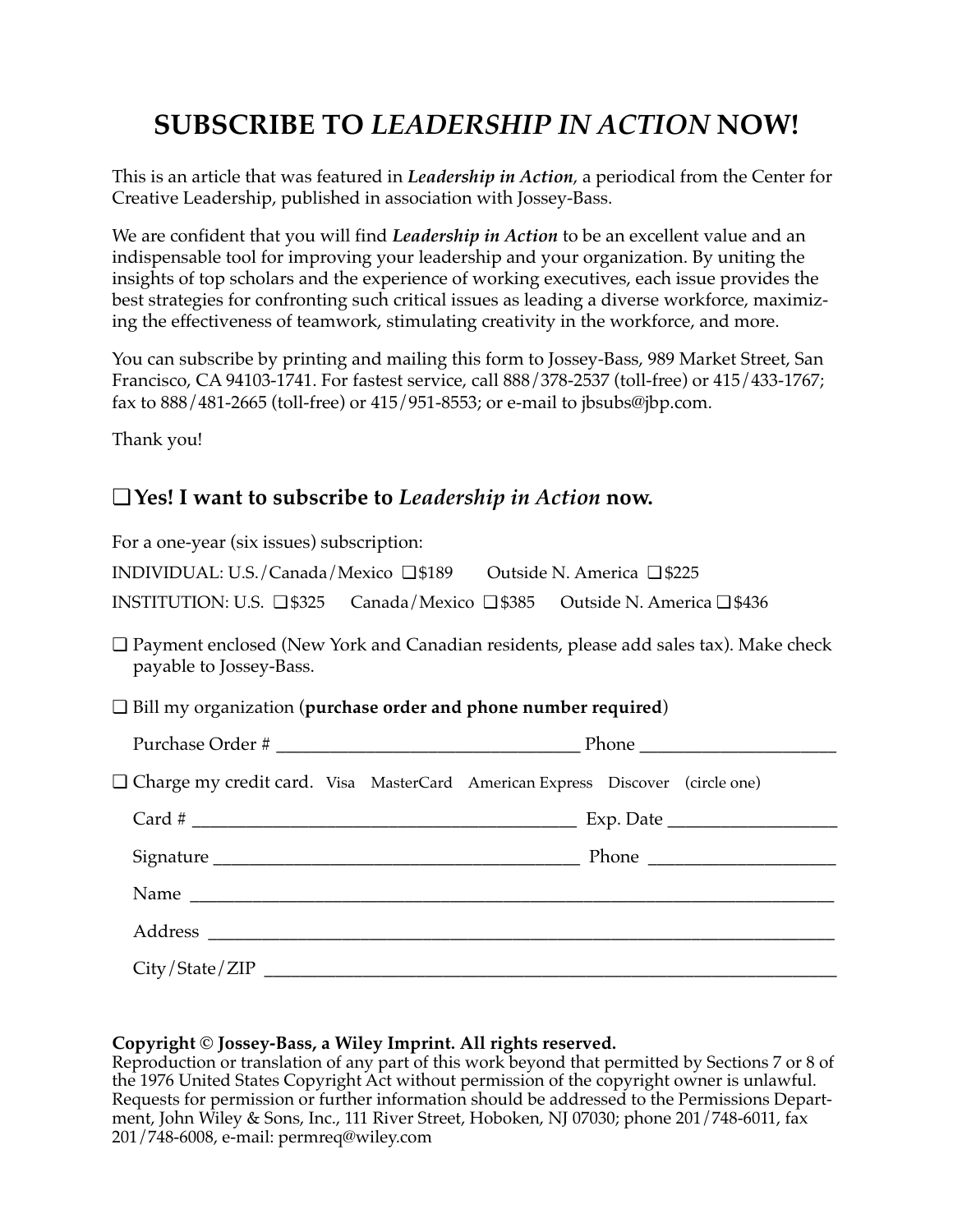# SUBSCRIBE TO *LEADERSHIP IN ACTION* NOW!

This is an article that was featured in ***Leadership in Action***, a periodical from the Center for Creative Leadership, published in association with Jossey-Bass.

We are confident that you will find ***Leadership in Action*** to be an excellent value and an indispensable tool for improving your leadership and your organization. By uniting the insights of top scholars and the experience of working executives, each issue provides the best strategies for confronting such critical issues as leading a diverse workforce, maximizing the effectiveness of teamwork, stimulating creativity in the workforce, and more.

You can subscribe by printing and mailing this form to Jossey-Bass, 989 Market Street, San Francisco, CA 94103-1741. For fastest service, call 888/378-2537 (toll-free) or 415/433-1767; fax to 888/481-2665 (toll-free) or 415/951-8553; or e-mail to jbsubs@jbp.com.

Thank you!

## ❑ Yes! I want to subscribe to *Leadership in Action* now.

For a one-year (six issues) subscription:

INDIVIDUAL: U.S./Canada/Mexico ❑ $189 Outside N. America ❑ $225

INSTITUTION: U.S. ❑ $325 Canada/Mexico ❑ $385 Outside N. America ❑ $436

❑ Payment enclosed (New York and Canadian residents, please add sales tax). Make check payable to Jossey-Bass.

❑ Bill my organization (**purchase order and phone number required**)

Purchase Order # ________________________________ Phone ____________________

❑ Charge my credit card. Visa MasterCard American Express Discover (circle one)

Card # ________________________________________ Exp. Date ________________

Signature ______________________________________ Phone __________________

Name ___________________________________________________________________

Address _________________________________________________________________

City/State/ZIP ____________________________________________________________

**Copyright © Jossey-Bass, a Wiley Imprint. All rights reserved.**
Reproduction or translation of any part of this work beyond that permitted by Sections 7 or 8 of the 1976 United States Copyright Act without permission of the copyright owner is unlawful. Requests for permission or further information should be addressed to the Permissions Department, John Wiley & Sons, Inc., 111 River Street, Hoboken, NJ 07030; phone 201/748-6011, fax 201/748-6008, e-mail: permreq@wiley.com